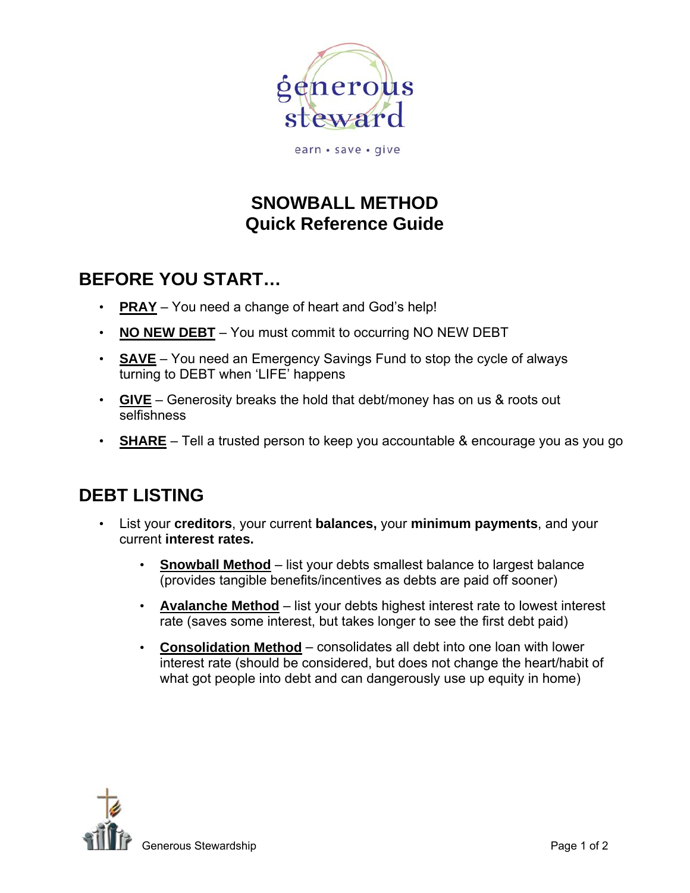generous steward

earn • save • give

# SNOWBALL METHOD
# Quick Reference Guide

## BEFORE YOU START…

- **PRAY** – You need a change of heart and God's help!
- **NO NEW DEBT** – You must commit to occurring NO NEW DEBT
- **SAVE** – You need an Emergency Savings Fund to stop the cycle of always turning to DEBT when 'LIFE' happens
- **GIVE** – Generosity breaks the hold that debt/money has on us & roots out selfishness
- **SHARE** – Tell a trusted person to keep you accountable & encourage you as you go

## DEBT LISTING

- List your **creditors**, your current **balances,** your **minimum payments**, and your current **interest rates.**
    - **Snowball Method** – list your debts smallest balance to largest balance (provides tangible benefits/incentives as debts are paid off sooner)
    - **Avalanche Method** – list your debts highest interest rate to lowest interest rate (saves some interest, but takes longer to see the first debt paid)
    - **Consolidation Method** – consolidates all debt into one loan with lower interest rate (should be considered, but does not change the heart/habit of what got people into debt and can dangerously use up equity in home)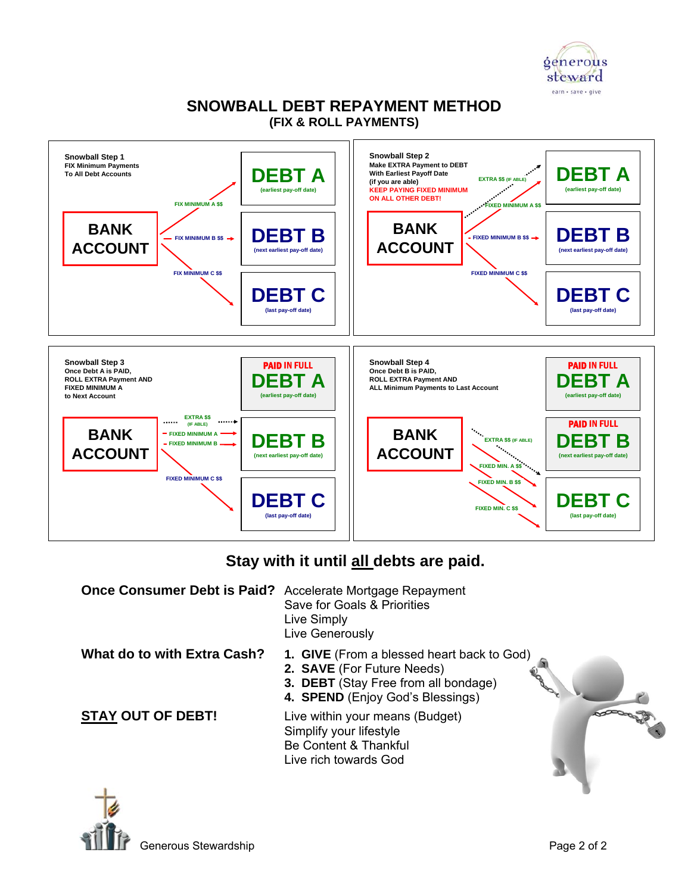# SNOWBALL DEBT REPAYMENT METHOD
## (FIX & ROLL PAYMENTS)

**Snowball Step 1**
**FIX Minimum Payments**
**To All Debt Accounts**

BANK ACCOUNT

FIX MINIMUM A $$
FIX MINIMUM B $$
FIX MINIMUM C $$

DEBT A (earliest pay-off date)
DEBT B (next earliest pay-off date)
DEBT C (last pay-off date)

**Snowball Step 2**
**Make EXTRA Payment to DEBT**
**With Earliest Payoff Date**
**(if you are able)**
**KEEP PAYING FIXED MINIMUM**
**ON ALL OTHER DEBT!**

BANK ACCOUNT

EXTRA $$ (IF ABLE)
FIXED MINIMUM A $$
FIXED MINIMUM B $$
FIXED MINIMUM C $$

DEBT A (earliest pay-off date)
DEBT B (next earliest pay-off date)
DEBT C (last pay-off date)

**Snowball Step 3**
**Once Debt A is PAID,**
**ROLL EXTRA Payment AND**
**FIXED MINIMUM A**
**to Next Account**

BANK ACCOUNT

EXTRA $$ (IF ABLE)
FIXED MINIMUM A
FIXED MINIMUM B
FIXED MINIMUM C $$

PAID IN FULL DEBT A (earliest pay-off date)
DEBT B (next earliest pay-off date)
DEBT C (last pay-off date)

**Snowball Step 4**
**Once Debt B is PAID,**
**ROLL EXTRA Payment AND**
**ALL Minimum Payments to Last Account**

BANK ACCOUNT

EXTRA $$ (IF ABLE)
FIXED MIN. A $$
FIXED MIN. B $$
FIXED MIN. C $$

PAID IN FULL DEBT A (earliest pay-off date)
PAID IN FULL DEBT B (next earliest pay-off date)
DEBT C (last pay-off date)

## Stay with it until all debts are paid.

**Once Consumer Debt is Paid?**
Accelerate Mortgage Repayment
Save for Goals & Priorities
Live Simply
Live Generously

**What do to with Extra Cash?**
1. **GIVE** (From a blessed heart back to God)
2. **SAVE** (For Future Needs)
3. **DEBT** (Stay Free from all bondage)
4. **SPEND** (Enjoy God's Blessings)

**STAY OUT OF DEBT!**
Live within your means (Budget)
Simplify your lifestyle
Be Content & Thankful
Live rich towards God

Generous Stewardship